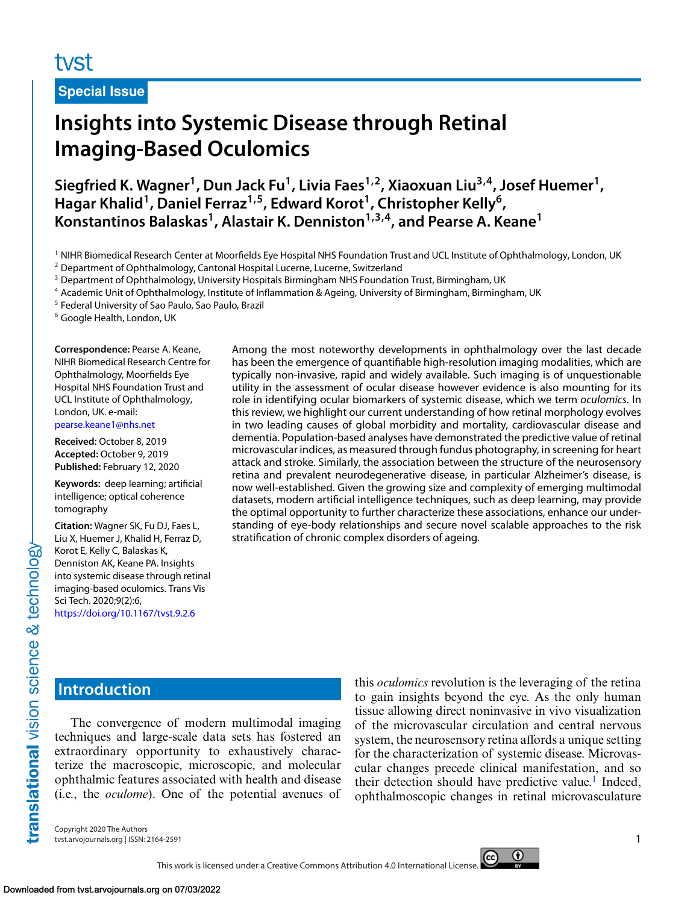Special Issue

# Insights into Systemic Disease through Retinal Imaging-Based Oculomics

**Siegfried K. Wagner[1], Dun Jack Fu[1], Livia Faes[1,2], Xiaoxuan Liu[3,4], Josef Huemer[1], Hagar Khalid[1], Daniel Ferraz[1,5], Edward Korot[1], Christopher Kelly[6], Konstantinos Balaskas[1], Alastair K. Denniston[1,3,4], and Pearse A. Keane[1]**

[1] NIHR Biomedical Research Center at Moorfields Eye Hospital NHS Foundation Trust and UCL Institute of Ophthalmology, London, UK
[2] Department of Ophthalmology, Cantonal Hospital Lucerne, Lucerne, Switzerland
[3] Department of Ophthalmology, University Hospitals Birmingham NHS Foundation Trust, Birmingham, UK
[4] Academic Unit of Ophthalmology, Institute of Inflammation & Ageing, University of Birmingham, Birmingham, UK
[5] Federal University of Sao Paulo, Sao Paulo, Brazil
[6] Google Health, London, UK

**Correspondence:** Pearse A. Keane, NIHR Biomedical Research Centre for Ophthalmology, Moorfields Eye Hospital NHS Foundation Trust and UCL Institute of Ophthalmology, London, UK. e-mail: pearse.keane1@nhs.net

**Received:** October 8, 2019
**Accepted:** October 9, 2019
**Published:** February 12, 2020

**Keywords:** deep learning; artificial intelligence; optical coherence tomography

**Citation:** Wagner SK, Fu DJ, Faes L, Liu X, Huemer J, Khalid H, Ferraz D, Korot E, Kelly C, Balaskas K, Denniston AK, Keane PA. Insights into systemic disease through retinal imaging-based oculomics. Trans Vis Sci Tech. 2020;9(2):6, https://doi.org/10.1167/tvst.9.2.6

Among the most noteworthy developments in ophthalmology over the last decade has been the emergence of quantifiable high-resolution imaging modalities, which are typically non-invasive, rapid and widely available. Such imaging is of unquestionable utility in the assessment of ocular disease however evidence is also mounting for its role in identifying ocular biomarkers of systemic disease, which we term *oculomics*. In this review, we highlight our current understanding of how retinal morphology evolves in two leading causes of global morbidity and mortality, cardiovascular disease and dementia. Population-based analyses have demonstrated the predictive value of retinal microvascular indices, as measured through fundus photography, in screening for heart attack and stroke. Similarly, the association between the structure of the neurosensory retina and prevalent neurodegenerative disease, in particular Alzheimer's disease, is now well-established. Given the growing size and complexity of emerging multimodal datasets, modern artificial intelligence techniques, such as deep learning, may provide the optimal opportunity to further characterize these associations, enhance our understanding of eye-body relationships and secure novel scalable approaches to the risk stratification of chronic complex disorders of ageing.

## Introduction

The convergence of modern multimodal imaging techniques and large-scale data sets has fostered an extraordinary opportunity to exhaustively characterize the macroscopic, microscopic, and molecular ophthalmic features associated with health and disease (i.e., the *oculome*). One of the potential avenues of this *oculomics* revolution is the leveraging of the retina to gain insights beyond the eye. As the only human tissue allowing direct noninvasive in vivo visualization of the microvascular circulation and central nervous system, the neurosensory retina affords a unique setting for the characterization of systemic disease. Microvascular changes precede clinical manifestation, and so their detection should have predictive value.[1] Indeed, ophthalmoscopic changes in retinal microvasculature

Copyright 2020 The Authors
tvst.arvojournals.org | ISSN: 2164-2591

This work is licensed under a Creative Commons Attribution 4.0 International License.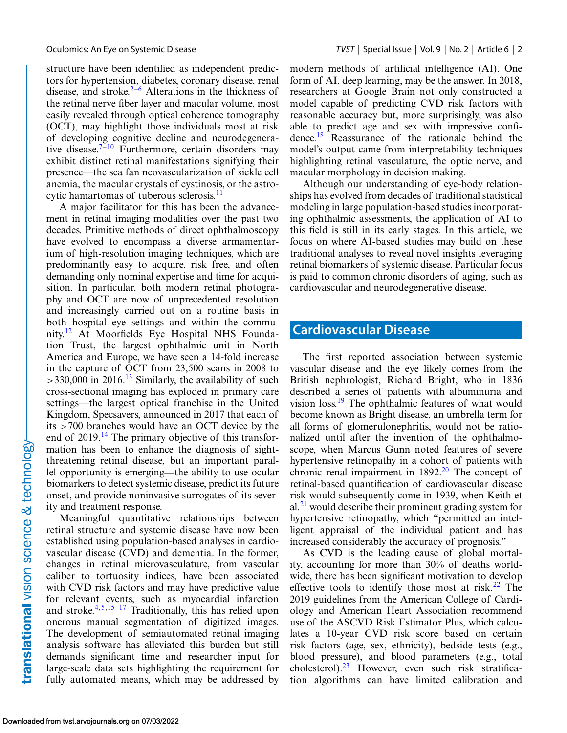structure have been identified as independent predictors for hypertension, diabetes, coronary disease, renal disease, and stroke.[2–6] Alterations in the thickness of the retinal nerve fiber layer and macular volume, most easily revealed through optical coherence tomography (OCT), may highlight those individuals most at risk of developing cognitive decline and neurodegenerative disease.[7–10] Furthermore, certain disorders may exhibit distinct retinal manifestations signifying their presence—the sea fan neovascularization of sickle cell anemia, the macular crystals of cystinosis, or the astrocytic hamartomas of tuberous sclerosis.[11]

A major facilitator for this has been the advancement in retinal imaging modalities over the past two decades. Primitive methods of direct ophthalmoscopy have evolved to encompass a diverse armamentarium of high-resolution imaging techniques, which are predominantly easy to acquire, risk free, and often demanding only nominal expertise and time for acquisition. In particular, both modern retinal photography and OCT are now of unprecedented resolution and increasingly carried out on a routine basis in both hospital eye settings and within the community.[12] At Moorfields Eye Hospital NHS Foundation Trust, the largest ophthalmic unit in North America and Europe, we have seen a 14-fold increase in the capture of OCT from 23,500 scans in 2008 to >330,000 in 2016.[13] Similarly, the availability of such cross-sectional imaging has exploded in primary care settings—the largest optical franchise in the United Kingdom, Specsavers, announced in 2017 that each of its >700 branches would have an OCT device by the end of 2019.[14] The primary objective of this transformation has been to enhance the diagnosis of sight-threatening retinal disease, but an important parallel opportunity is emerging—the ability to use ocular biomarkers to detect systemic disease, predict its future onset, and provide noninvasive surrogates of its severity and treatment response.

Meaningful quantitative relationships between retinal structure and systemic disease have now been established using population-based analyses in cardiovascular disease (CVD) and dementia. In the former, changes in retinal microvasculature, from vascular caliber to tortuosity indices, have been associated with CVD risk factors and may have predictive value for relevant events, such as myocardial infarction and stroke.[4,5,15–17] Traditionally, this has relied upon onerous manual segmentation of digitized images. The development of semiautomated retinal imaging analysis software has alleviated this burden but still demands significant time and researcher input for large-scale data sets highlighting the requirement for fully automated means, which may be addressed by modern methods of artificial intelligence (AI). One form of AI, deep learning, may be the answer. In 2018, researchers at Google Brain not only constructed a model capable of predicting CVD risk factors with reasonable accuracy but, more surprisingly, was also able to predict age and sex with impressive confidence.[18] Reassurance of the rationale behind the model's output came from interpretability techniques highlighting retinal vasculature, the optic nerve, and macular morphology in decision making.

Although our understanding of eye-body relationships has evolved from decades of traditional statistical modeling in large population-based studies incorporating ophthalmic assessments, the application of AI to this field is still in its early stages. In this article, we focus on where AI-based studies may build on these traditional analyses to reveal novel insights leveraging retinal biomarkers of systemic disease. Particular focus is paid to common chronic disorders of aging, such as cardiovascular and neurodegenerative disease.

## Cardiovascular Disease

The first reported association between systemic vascular disease and the eye likely comes from the British nephrologist, Richard Bright, who in 1836 described a series of patients with albuminuria and vision loss.[19] The ophthalmic features of what would become known as Bright disease, an umbrella term for all forms of glomerulonephritis, would not be rationalized until after the invention of the ophthalmoscope, when Marcus Gunn noted features of severe hypertensive retinopathy in a cohort of patients with chronic renal impairment in 1892.[20] The concept of retinal-based quantification of cardiovascular disease risk would subsequently come in 1939, when Keith et al.[21] would describe their prominent grading system for hypertensive retinopathy, which "permitted an intelligent appraisal of the individual patient and has increased considerably the accuracy of prognosis."

As CVD is the leading cause of global mortality, accounting for more than 30% of deaths worldwide, there has been significant motivation to develop effective tools to identify those most at risk.[22] The 2019 guidelines from the American College of Cardiology and American Heart Association recommend use of the ASCVD Risk Estimator Plus, which calculates a 10-year CVD risk score based on certain risk factors (age, sex, ethnicity), bedside tests (e.g., blood pressure), and blood parameters (e.g., total cholesterol).[23] However, even such risk stratification algorithms can have limited calibration and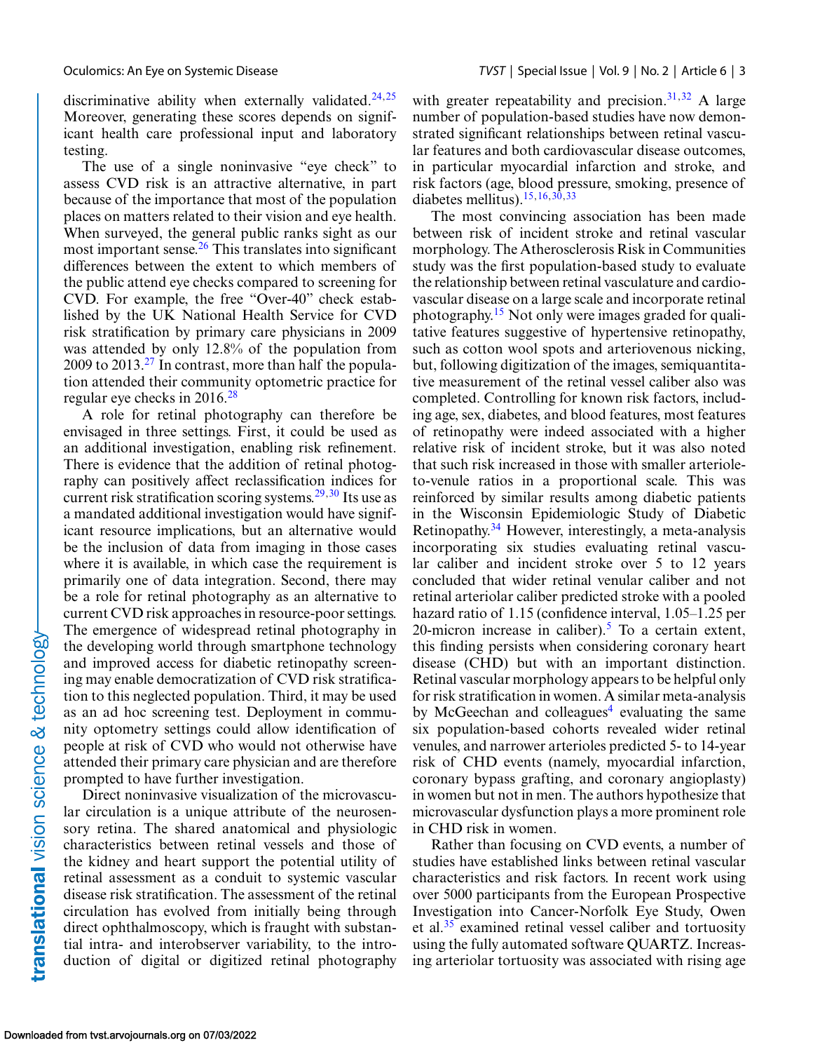discriminative ability when externally validated.[24,25] Moreover, generating these scores depends on significant health care professional input and laboratory testing.

The use of a single noninvasive "eye check" to assess CVD risk is an attractive alternative, in part because of the importance that most of the population places on matters related to their vision and eye health. When surveyed, the general public ranks sight as our most important sense.[26] This translates into significant differences between the extent to which members of the public attend eye checks compared to screening for CVD. For example, the free "Over-40" check established by the UK National Health Service for CVD risk stratification by primary care physicians in 2009 was attended by only 12.8% of the population from 2009 to 2013.[27] In contrast, more than half the population attended their community optometric practice for regular eye checks in 2016.[28]

A role for retinal photography can therefore be envisaged in three settings. First, it could be used as an additional investigation, enabling risk refinement. There is evidence that the addition of retinal photography can positively affect reclassification indices for current risk stratification scoring systems.[29,30] Its use as a mandated additional investigation would have significant resource implications, but an alternative would be the inclusion of data from imaging in those cases where it is available, in which case the requirement is primarily one of data integration. Second, there may be a role for retinal photography as an alternative to current CVD risk approaches in resource-poor settings. The emergence of widespread retinal photography in the developing world through smartphone technology and improved access for diabetic retinopathy screening may enable democratization of CVD risk stratification to this neglected population. Third, it may be used as an ad hoc screening test. Deployment in community optometry settings could allow identification of people at risk of CVD who would not otherwise have attended their primary care physician and are therefore prompted to have further investigation.

Direct noninvasive visualization of the microvascular circulation is a unique attribute of the neurosensory retina. The shared anatomical and physiologic characteristics between retinal vessels and those of the kidney and heart support the potential utility of retinal assessment as a conduit to systemic vascular disease risk stratification. The assessment of the retinal circulation has evolved from initially being through direct ophthalmoscopy, which is fraught with substantial intra- and interobserver variability, to the introduction of digital or digitized retinal photography with greater repeatability and precision.[31,32] A large number of population-based studies have now demonstrated significant relationships between retinal vascular features and both cardiovascular disease outcomes, in particular myocardial infarction and stroke, and risk factors (age, blood pressure, smoking, presence of diabetes mellitus).[15,16,30,33]

The most convincing association has been made between risk of incident stroke and retinal vascular morphology. The Atherosclerosis Risk in Communities study was the first population-based study to evaluate the relationship between retinal vasculature and cardiovascular disease on a large scale and incorporate retinal photography.[15] Not only were images graded for qualitative features suggestive of hypertensive retinopathy, such as cotton wool spots and arteriovenous nicking, but, following digitization of the images, semiquantitative measurement of the retinal vessel caliber also was completed. Controlling for known risk factors, including age, sex, diabetes, and blood features, most features of retinopathy were indeed associated with a higher relative risk of incident stroke, but it was also noted that such risk increased in those with smaller arteriole-to-venule ratios in a proportional scale. This was reinforced by similar results among diabetic patients in the Wisconsin Epidemiologic Study of Diabetic Retinopathy.[34] However, interestingly, a meta-analysis incorporating six studies evaluating retinal vascular caliber and incident stroke over 5 to 12 years concluded that wider retinal venular caliber and not retinal arteriolar caliber predicted stroke with a pooled hazard ratio of 1.15 (confidence interval, 1.05–1.25 per 20-micron increase in caliber).[5] To a certain extent, this finding persists when considering coronary heart disease (CHD) but with an important distinction. Retinal vascular morphology appears to be helpful only for risk stratification in women. A similar meta-analysis by McGeechan and colleagues[4] evaluating the same six population-based cohorts revealed wider retinal venules, and narrower arterioles predicted 5- to 14-year risk of CHD events (namely, myocardial infarction, coronary bypass grafting, and coronary angioplasty) in women but not in men. The authors hypothesize that microvascular dysfunction plays a more prominent role in CHD risk in women.

Rather than focusing on CVD events, a number of studies have established links between retinal vascular characteristics and risk factors. In recent work using over 5000 participants from the European Prospective Investigation into Cancer-Norfolk Eye Study, Owen et al.[35] examined retinal vessel caliber and tortuosity using the fully automated software QUARTZ. Increasing arteriolar tortuosity was associated with rising age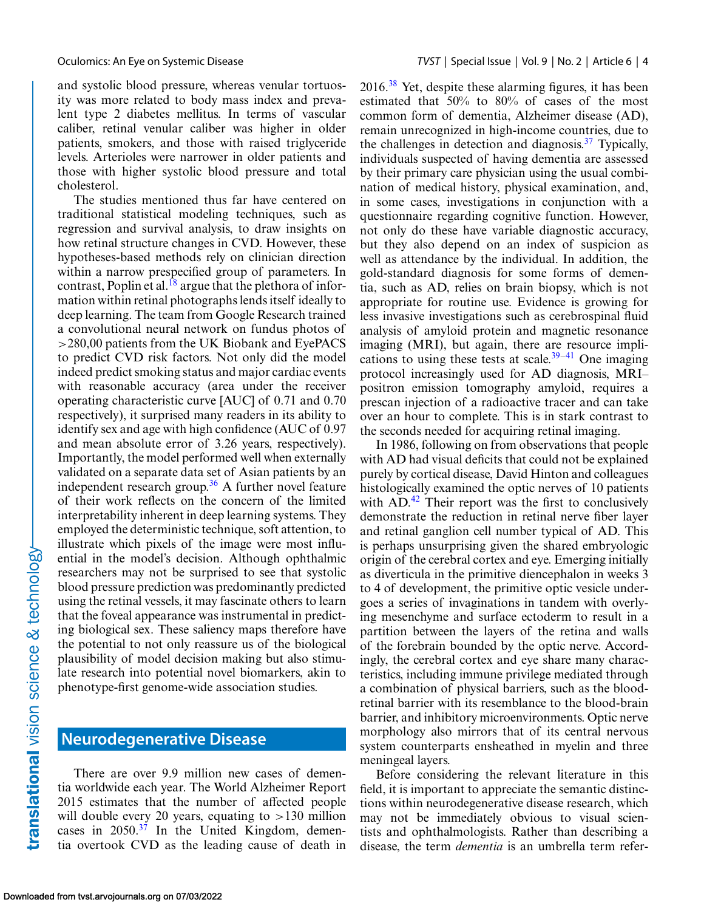and systolic blood pressure, whereas venular tortuosity was more related to body mass index and prevalent type 2 diabetes mellitus. In terms of vascular caliber, retinal venular caliber was higher in older patients, smokers, and those with raised triglyceride levels. Arterioles were narrower in older patients and those with higher systolic blood pressure and total cholesterol.

The studies mentioned thus far have centered on traditional statistical modeling techniques, such as regression and survival analysis, to draw insights on how retinal structure changes in CVD. However, these hypotheses-based methods rely on clinician direction within a narrow prespecified group of parameters. In contrast, Poplin et al.[18] argue that the plethora of information within retinal photographs lends itself ideally to deep learning. The team from Google Research trained a convolutional neural network on fundus photos of >280,00 patients from the UK Biobank and EyePACS to predict CVD risk factors. Not only did the model indeed predict smoking status and major cardiac events with reasonable accuracy (area under the receiver operating characteristic curve [AUC] of 0.71 and 0.70 respectively), it surprised many readers in its ability to identify sex and age with high confidence (AUC of 0.97 and mean absolute error of 3.26 years, respectively). Importantly, the model performed well when externally validated on a separate data set of Asian patients by an independent research group.[36] A further novel feature of their work reflects on the concern of the limited interpretability inherent in deep learning systems. They employed the deterministic technique, soft attention, to illustrate which pixels of the image were most influential in the model's decision. Although ophthalmic researchers may not be surprised to see that systolic blood pressure prediction was predominantly predicted using the retinal vessels, it may fascinate others to learn that the foveal appearance was instrumental in predicting biological sex. These saliency maps therefore have the potential to not only reassure us of the biological plausibility of model decision making but also stimulate research into potential novel biomarkers, akin to phenotype-first genome-wide association studies.

## Neurodegenerative Disease

There are over 9.9 million new cases of dementia worldwide each year. The World Alzheimer Report 2015 estimates that the number of affected people will double every 20 years, equating to >130 million cases in 2050.[37] In the United Kingdom, dementia overtook CVD as the leading cause of death in 2016.[38] Yet, despite these alarming figures, it has been estimated that 50% to 80% of cases of the most common form of dementia, Alzheimer disease (AD), remain unrecognized in high-income countries, due to the challenges in detection and diagnosis.[37] Typically, individuals suspected of having dementia are assessed by their primary care physician using the usual combination of medical history, physical examination, and, in some cases, investigations in conjunction with a questionnaire regarding cognitive function. However, not only do these have variable diagnostic accuracy, but they also depend on an index of suspicion as well as attendance by the individual. In addition, the gold-standard diagnosis for some forms of dementia, such as AD, relies on brain biopsy, which is not appropriate for routine use. Evidence is growing for less invasive investigations such as cerebrospinal fluid analysis of amyloid protein and magnetic resonance imaging (MRI), but again, there are resource implications to using these tests at scale.[39–41] One imaging protocol increasingly used for AD diagnosis, MRI–positron emission tomography amyloid, requires a prescan injection of a radioactive tracer and can take over an hour to complete. This is in stark contrast to the seconds needed for acquiring retinal imaging.

In 1986, following on from observations that people with AD had visual deficits that could not be explained purely by cortical disease, David Hinton and colleagues histologically examined the optic nerves of 10 patients with AD.[42] Their report was the first to conclusively demonstrate the reduction in retinal nerve fiber layer and retinal ganglion cell number typical of AD. This is perhaps unsurprising given the shared embryologic origin of the cerebral cortex and eye. Emerging initially as diverticula in the primitive diencephalon in weeks 3 to 4 of development, the primitive optic vesicle undergoes a series of invaginations in tandem with overlying mesenchyme and surface ectoderm to result in a partition between the layers of the retina and walls of the forebrain bounded by the optic nerve. Accordingly, the cerebral cortex and eye share many characteristics, including immune privilege mediated through a combination of physical barriers, such as the blood-retinal barrier with its resemblance to the blood-brain barrier, and inhibitory microenvironments. Optic nerve morphology also mirrors that of its central nervous system counterparts ensheathed in myelin and three meningeal layers.

Before considering the relevant literature in this field, it is important to appreciate the semantic distinctions within neurodegenerative disease research, which may not be immediately obvious to visual scientists and ophthalmologists. Rather than describing a disease, the term *dementia* is an umbrella term refer-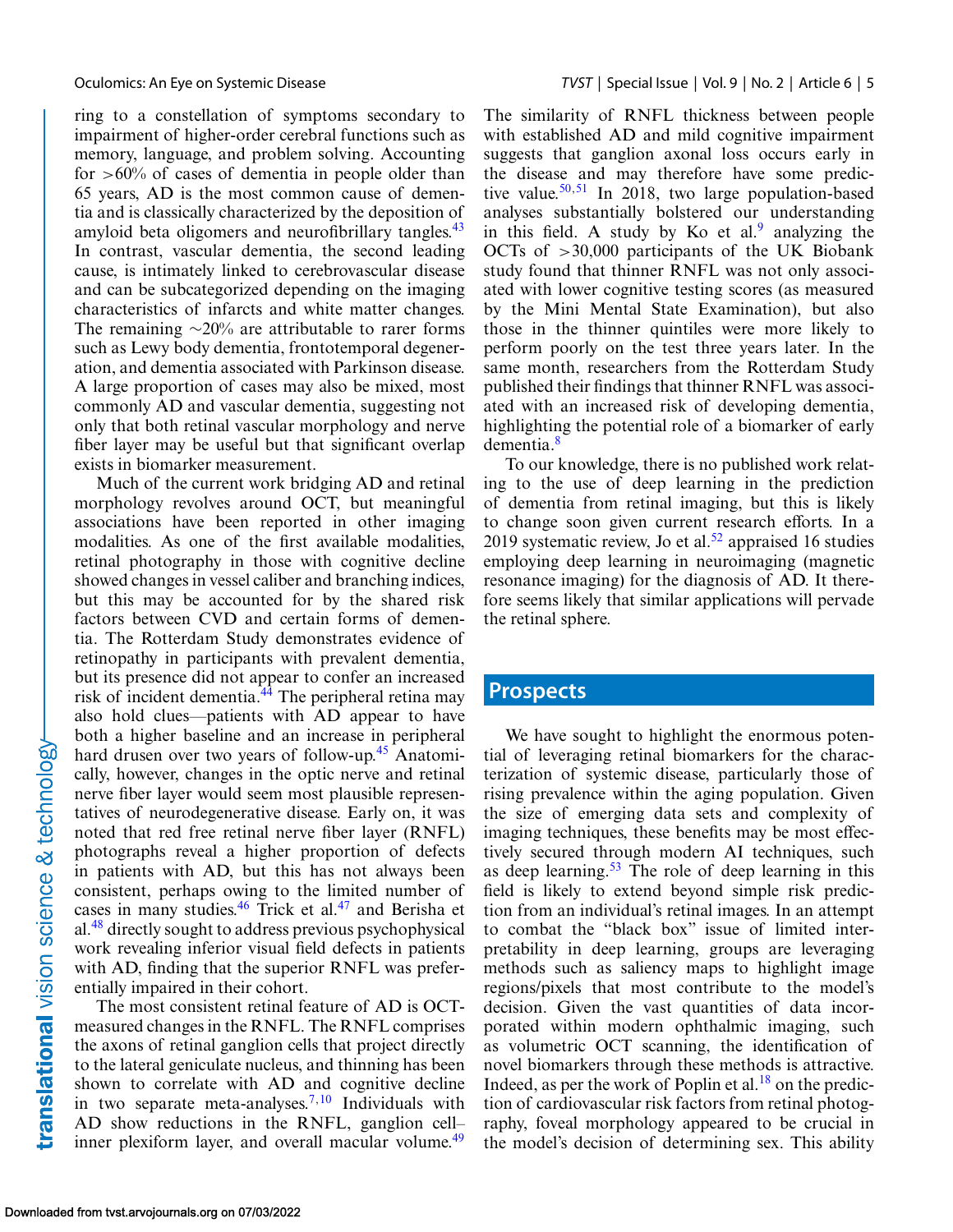ring to a constellation of symptoms secondary to impairment of higher-order cerebral functions such as memory, language, and problem solving. Accounting for >60% of cases of dementia in people older than 65 years, AD is the most common cause of dementia and is classically characterized by the deposition of amyloid beta oligomers and neurofibrillary tangles.[43] In contrast, vascular dementia, the second leading cause, is intimately linked to cerebrovascular disease and can be subcategorized depending on the imaging characteristics of infarcts and white matter changes. The remaining ~20% are attributable to rarer forms such as Lewy body dementia, frontotemporal degeneration, and dementia associated with Parkinson disease. A large proportion of cases may also be mixed, most commonly AD and vascular dementia, suggesting not only that both retinal vascular morphology and nerve fiber layer may be useful but that significant overlap exists in biomarker measurement.

Much of the current work bridging AD and retinal morphology revolves around OCT, but meaningful associations have been reported in other imaging modalities. As one of the first available modalities, retinal photography in those with cognitive decline showed changes in vessel caliber and branching indices, but this may be accounted for by the shared risk factors between CVD and certain forms of dementia. The Rotterdam Study demonstrates evidence of retinopathy in participants with prevalent dementia, but its presence did not appear to confer an increased risk of incident dementia.[44] The peripheral retina may also hold clues—patients with AD appear to have both a higher baseline and an increase in peripheral hard drusen over two years of follow-up.[45] Anatomically, however, changes in the optic nerve and retinal nerve fiber layer would seem most plausible representatives of neurodegenerative disease. Early on, it was noted that red free retinal nerve fiber layer (RNFL) photographs reveal a higher proportion of defects in patients with AD, but this has not always been consistent, perhaps owing to the limited number of cases in many studies.[46] Trick et al.[47] and Berisha et al.[48] directly sought to address previous psychophysical work revealing inferior visual field defects in patients with AD, finding that the superior RNFL was preferentially impaired in their cohort.

The most consistent retinal feature of AD is OCT-measured changes in the RNFL. The RNFL comprises the axons of retinal ganglion cells that project directly to the lateral geniculate nucleus, and thinning has been shown to correlate with AD and cognitive decline in two separate meta-analyses.[7,10] Individuals with AD show reductions in the RNFL, ganglion cell–inner plexiform layer, and overall macular volume.[49] The similarity of RNFL thickness between people with established AD and mild cognitive impairment suggests that ganglion axonal loss occurs early in the disease and may therefore have some predictive value.[50,51] In 2018, two large population-based analyses substantially bolstered our understanding in this field. A study by Ko et al.[9] analyzing the OCTs of >30,000 participants of the UK Biobank study found that thinner RNFL was not only associated with lower cognitive testing scores (as measured by the Mini Mental State Examination), but also those in the thinner quintiles were more likely to perform poorly on the test three years later. In the same month, researchers from the Rotterdam Study published their findings that thinner RNFL was associated with an increased risk of developing dementia, highlighting the potential role of a biomarker of early dementia.[8]

To our knowledge, there is no published work relating to the use of deep learning in the prediction of dementia from retinal imaging, but this is likely to change soon given current research efforts. In a 2019 systematic review, Jo et al.[52] appraised 16 studies employing deep learning in neuroimaging (magnetic resonance imaging) for the diagnosis of AD. It therefore seems likely that similar applications will pervade the retinal sphere.

## Prospects

We have sought to highlight the enormous potential of leveraging retinal biomarkers for the characterization of systemic disease, particularly those of rising prevalence within the aging population. Given the size of emerging data sets and complexity of imaging techniques, these benefits may be most effectively secured through modern AI techniques, such as deep learning.[53] The role of deep learning in this field is likely to extend beyond simple risk prediction from an individual's retinal images. In an attempt to combat the "black box" issue of limited interpretability in deep learning, groups are leveraging methods such as saliency maps to highlight image regions/pixels that most contribute to the model's decision. Given the vast quantities of data incorporated within modern ophthalmic imaging, such as volumetric OCT scanning, the identification of novel biomarkers through these methods is attractive. Indeed, as per the work of Poplin et al.[18] on the prediction of cardiovascular risk factors from retinal photography, foveal morphology appeared to be crucial in the model's decision of determining sex. This ability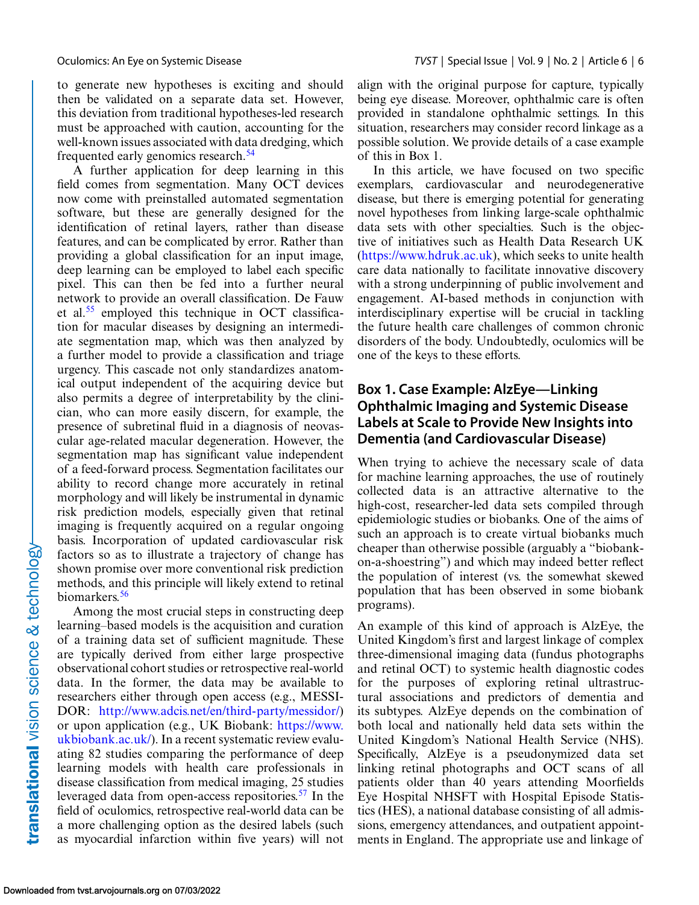to generate new hypotheses is exciting and should then be validated on a separate data set. However, this deviation from traditional hypotheses-led research must be approached with caution, accounting for the well-known issues associated with data dredging, which frequented early genomics research.[54]

A further application for deep learning in this field comes from segmentation. Many OCT devices now come with preinstalled automated segmentation software, but these are generally designed for the identification of retinal layers, rather than disease features, and can be complicated by error. Rather than providing a global classification for an input image, deep learning can be employed to label each specific pixel. This can then be fed into a further neural network to provide an overall classification. De Fauw et al.[55] employed this technique in OCT classification for macular diseases by designing an intermediate segmentation map, which was then analyzed by a further model to provide a classification and triage urgency. This cascade not only standardizes anatomical output independent of the acquiring device but also permits a degree of interpretability by the clinician, who can more easily discern, for example, the presence of subretinal fluid in a diagnosis of neovascular age-related macular degeneration. However, the segmentation map has significant value independent of a feed-forward process. Segmentation facilitates our ability to record change more accurately in retinal morphology and will likely be instrumental in dynamic risk prediction models, especially given that retinal imaging is frequently acquired on a regular ongoing basis. Incorporation of updated cardiovascular risk factors so as to illustrate a trajectory of change has shown promise over more conventional risk prediction methods, and this principle will likely extend to retinal biomarkers.[56]

Among the most crucial steps in constructing deep learning–based models is the acquisition and curation of a training data set of sufficient magnitude. These are typically derived from either large prospective observational cohort studies or retrospective real-world data. In the former, the data may be available to researchers either through open access (e.g., MESSIDOR: http://www.adcis.net/en/third-party/messidor/) or upon application (e.g., UK Biobank: https://www.ukbiobank.ac.uk/). In a recent systematic review evaluating 82 studies comparing the performance of deep learning models with health care professionals in disease classification from medical imaging, 25 studies leveraged data from open-access repositories.[57] In the field of oculomics, retrospective real-world data can be a more challenging option as the desired labels (such as myocardial infarction within five years) will not align with the original purpose for capture, typically being eye disease. Moreover, ophthalmic care is often provided in standalone ophthalmic settings. In this situation, researchers may consider record linkage as a possible solution. We provide details of a case example of this in Box 1.

In this article, we have focused on two specific exemplars, cardiovascular and neurodegenerative disease, but there is emerging potential for generating novel hypotheses from linking large-scale ophthalmic data sets with other specialties. Such is the objective of initiatives such as Health Data Research UK (https://www.hdruk.ac.uk), which seeks to unite health care data nationally to facilitate innovative discovery with a strong underpinning of public involvement and engagement. AI-based methods in conjunction with interdisciplinary expertise will be crucial in tackling the future health care challenges of common chronic disorders of the body. Undoubtedly, oculomics will be one of the keys to these efforts.

## Box 1. Case Example: AlzEye—Linking Ophthalmic Imaging and Systemic Disease Labels at Scale to Provide New Insights into Dementia (and Cardiovascular Disease)

When trying to achieve the necessary scale of data for machine learning approaches, the use of routinely collected data is an attractive alternative to the high-cost, researcher-led data sets compiled through epidemiologic studies or biobanks. One of the aims of such an approach is to create virtual biobanks much cheaper than otherwise possible (arguably a "biobank-on-a-shoestring") and which may indeed better reflect the population of interest (vs. the somewhat skewed population that has been observed in some biobank programs).

An example of this kind of approach is AlzEye, the United Kingdom's first and largest linkage of complex three-dimensional imaging data (fundus photographs and retinal OCT) to systemic health diagnostic codes for the purposes of exploring retinal ultrastructural associations and predictors of dementia and its subtypes. AlzEye depends on the combination of both local and nationally held data sets within the United Kingdom's National Health Service (NHS). Specifically, AlzEye is a pseudonymized data set linking retinal photographs and OCT scans of all patients older than 40 years attending Moorfields Eye Hospital NHSFT with Hospital Episode Statistics (HES), a national database consisting of all admissions, emergency attendances, and outpatient appointments in England. The appropriate use and linkage of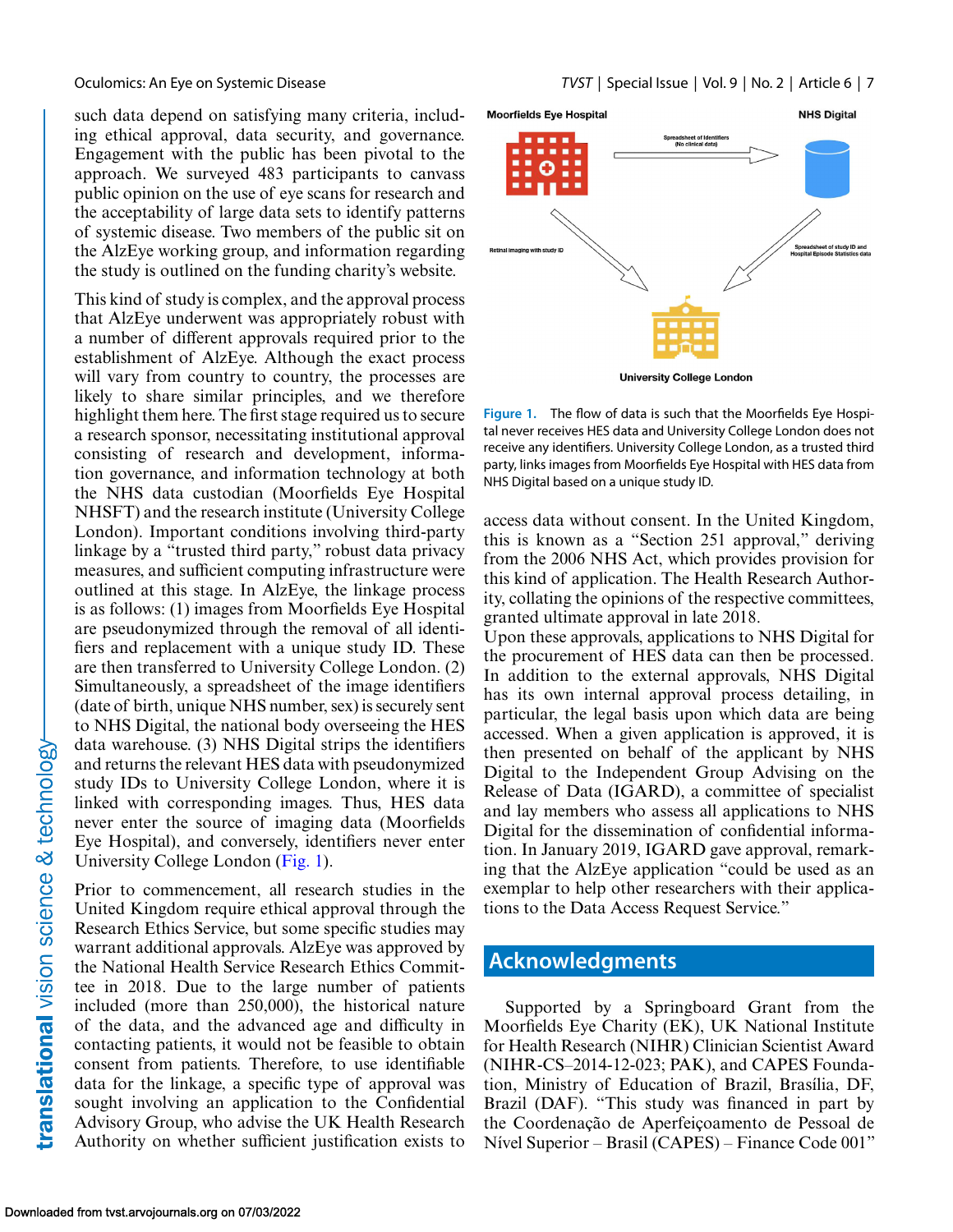such data depend on satisfying many criteria, including ethical approval, data security, and governance. Engagement with the public has been pivotal to the approach. We surveyed 483 participants to canvass public opinion on the use of eye scans for research and the acceptability of large data sets to identify patterns of systemic disease. Two members of the public sit on the AlzEye working group, and information regarding the study is outlined on the funding charity's website.

This kind of study is complex, and the approval process that AlzEye underwent was appropriately robust with a number of different approvals required prior to the establishment of AlzEye. Although the exact process will vary from country to country, the processes are likely to share similar principles, and we therefore highlight them here. The first stage required us to secure a research sponsor, necessitating institutional approval consisting of research and development, information governance, and information technology at both the NHS data custodian (Moorfields Eye Hospital NHSFT) and the research institute (University College London). Important conditions involving third-party linkage by a "trusted third party," robust data privacy measures, and sufficient computing infrastructure were outlined at this stage. In AlzEye, the linkage process is as follows: (1) images from Moorfields Eye Hospital are pseudonymized through the removal of all identifiers and replacement with a unique study ID. These are then transferred to University College London. (2) Simultaneously, a spreadsheet of the image identifiers (date of birth, unique NHS number, sex) is securely sent to NHS Digital, the national body overseeing the HES data warehouse. (3) NHS Digital strips the identifiers and returns the relevant HES data with pseudonymized study IDs to University College London, where it is linked with corresponding images. Thus, HES data never enter the source of imaging data (Moorfields Eye Hospital), and conversely, identifiers never enter University College London (Fig. 1).

Prior to commencement, all research studies in the United Kingdom require ethical approval through the Research Ethics Service, but some specific studies may warrant additional approvals. AlzEye was approved by the National Health Service Research Ethics Committee in 2018. Due to the large number of patients included (more than 250,000), the historical nature of the data, and the advanced age and difficulty in contacting patients, it would not be feasible to obtain consent from patients. Therefore, to use identifiable data for the linkage, a specific type of approval was sought involving an application to the Confidential Advisory Group, who advise the UK Health Research Authority on whether sufficient justification exists to access data without consent. In the United Kingdom, this is known as a "Section 251 approval," deriving from the 2006 NHS Act, which provides provision for this kind of application. The Health Research Authority, collating the opinions of the respective committees, granted ultimate approval in late 2018.

Upon these approvals, applications to NHS Digital for the procurement of HES data can then be processed. In addition to the external approvals, NHS Digital has its own internal approval process detailing, in particular, the legal basis upon which data are being accessed. When a given application is approved, it is then presented on behalf of the applicant by NHS Digital to the Independent Group Advising on the Release of Data (IGARD), a committee of specialist and lay members who assess all applications to NHS Digital for the dissemination of confidential information. In January 2019, IGARD gave approval, remarking that the AlzEye application "could be used as an exemplar to help other researchers with their applications to the Data Access Request Service."

Moorfields Eye Hospital — Spreadsheet of Identifiers (No clinical data) → NHS Digital

Retinal imaging with study ID → University College London

Spreadsheet of study ID and Hospital Episode Statistics data → University College London

**Figure 1.** The flow of data is such that the Moorfields Eye Hospital never receives HES data and University College London does not receive any identifiers. University College London, as a trusted third party, links images from Moorfields Eye Hospital with HES data from NHS Digital based on a unique study ID.

## Acknowledgments

Supported by a Springboard Grant from the Moorfields Eye Charity (EK), UK National Institute for Health Research (NIHR) Clinician Scientist Award (NIHR-CS–2014-12-023; PAK), and CAPES Foundation, Ministry of Education of Brazil, Brasília, DF, Brazil (DAF). "This study was financed in part by the Coordenação de Aperfeiçoamento de Pessoal de Nível Superior – Brasil (CAPES) – Finance Code 001"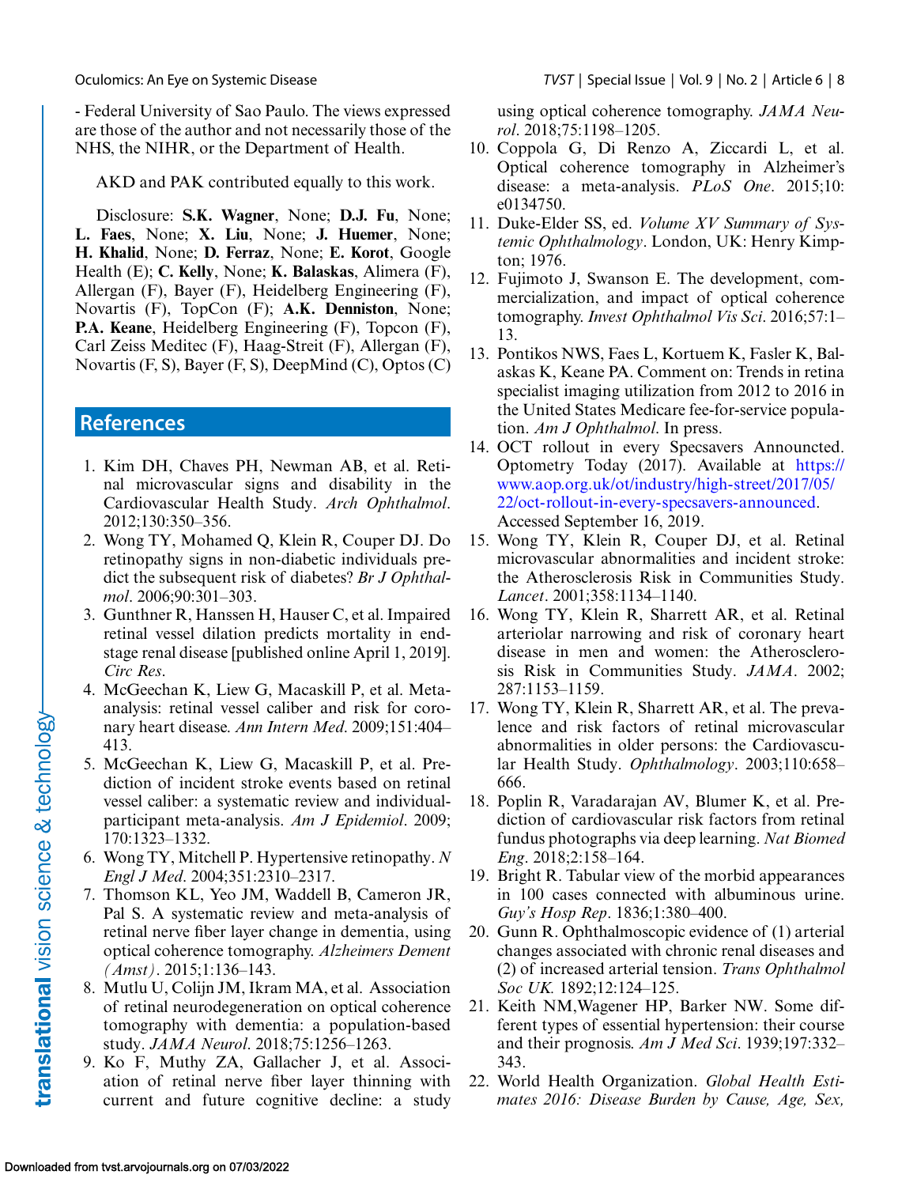- Federal University of Sao Paulo. The views expressed are those of the author and not necessarily those of the NHS, the NIHR, or the Department of Health.

AKD and PAK contributed equally to this work.

Disclosure: **S.K. Wagner**, None; **D.J. Fu**, None; **L. Faes**, None; **X. Liu**, None; **J. Huemer**, None; **H. Khalid**, None; **D. Ferraz**, None; **E. Korot**, Google Health (E); **C. Kelly**, None; **K. Balaskas**, Alimera (F), Allergan (F), Bayer (F), Heidelberg Engineering (F), Novartis (F), TopCon (F); **A.K. Denniston**, None; **P.A. Keane**, Heidelberg Engineering (F), Topcon (F), Carl Zeiss Meditec (F), Haag-Streit (F), Allergan (F), Novartis (F, S), Bayer (F, S), DeepMind (C), Optos (C)

## References

1. Kim DH, Chaves PH, Newman AB, et al. Retinal microvascular signs and disability in the Cardiovascular Health Study. *Arch Ophthalmol*. 2012;130:350–356.
2. Wong TY, Mohamed Q, Klein R, Couper DJ. Do retinopathy signs in non-diabetic individuals predict the subsequent risk of diabetes? *Br J Ophthalmol*. 2006;90:301–303.
3. Gunthner R, Hanssen H, Hauser C, et al. Impaired retinal vessel dilation predicts mortality in end-stage renal disease [published online April 1, 2019]. *Circ Res*.
4. McGeechan K, Liew G, Macaskill P, et al. Meta-analysis: retinal vessel caliber and risk for coronary heart disease. *Ann Intern Med*. 2009;151:404–413.
5. McGeechan K, Liew G, Macaskill P, et al. Prediction of incident stroke events based on retinal vessel caliber: a systematic review and individual-participant meta-analysis. *Am J Epidemiol*. 2009; 170:1323–1332.
6. Wong TY, Mitchell P. Hypertensive retinopathy. *N Engl J Med*. 2004;351:2310–2317.
7. Thomson KL, Yeo JM, Waddell B, Cameron JR, Pal S. A systematic review and meta-analysis of retinal nerve fiber layer change in dementia, using optical coherence tomography. *Alzheimers Dement (Amst)*. 2015;1:136–143.
8. Mutlu U, Colijn JM, Ikram MA, et al. Association of retinal neurodegeneration on optical coherence tomography with dementia: a population-based study. *JAMA Neurol*. 2018;75:1256–1263.
9. Ko F, Muthy ZA, Gallacher J, et al. Association of retinal nerve fiber layer thinning with current and future cognitive decline: a study using optical coherence tomography. *JAMA Neurol*. 2018;75:1198–1205.
10. Coppola G, Di Renzo A, Ziccardi L, et al. Optical coherence tomography in Alzheimer's disease: a meta-analysis. *PLoS One*. 2015;10: e0134750.
11. Duke-Elder SS, ed. *Volume XV Summary of Systemic Ophthalmology*. London, UK: Henry Kimpton; 1976.
12. Fujimoto J, Swanson E. The development, commercialization, and impact of optical coherence tomography. *Invest Ophthalmol Vis Sci*. 2016;57:1–13.
13. Pontikos NWS, Faes L, Kortuem K, Fasler K, Balaskas K, Keane PA. Comment on: Trends in retina specialist imaging utilization from 2012 to 2016 in the United States Medicare fee-for-service population. *Am J Ophthalmol*. In press.
14. OCT rollout in every Specsavers Announcted. Optometry Today (2017). Available at https://www.aop.org.uk/ot/industry/high-street/2017/05/22/oct-rollout-in-every-specsavers-announced. Accessed September 16, 2019.
15. Wong TY, Klein R, Couper DJ, et al. Retinal microvascular abnormalities and incident stroke: the Atherosclerosis Risk in Communities Study. *Lancet*. 2001;358:1134–1140.
16. Wong TY, Klein R, Sharrett AR, et al. Retinal arteriolar narrowing and risk of coronary heart disease in men and women: the Atherosclerosis Risk in Communities Study. *JAMA*. 2002; 287:1153–1159.
17. Wong TY, Klein R, Sharrett AR, et al. The prevalence and risk factors of retinal microvascular abnormalities in older persons: the Cardiovascular Health Study. *Ophthalmology*. 2003;110:658–666.
18. Poplin R, Varadarajan AV, Blumer K, et al. Prediction of cardiovascular risk factors from retinal fundus photographs via deep learning. *Nat Biomed Eng*. 2018;2:158–164.
19. Bright R. Tabular view of the morbid appearances in 100 cases connected with albuminous urine. *Guy's Hosp Rep*. 1836;1:380–400.
20. Gunn R. Ophthalmoscopic evidence of (1) arterial changes associated with chronic renal diseases and (2) of increased arterial tension. *Trans Ophthalmol Soc UK*. 1892;12:124–125.
21. Keith NM,Wagener HP, Barker NW. Some different types of essential hypertension: their course and their prognosis. *Am J Med Sci*. 1939;197:332–343.
22. World Health Organization. *Global Health Estimates 2016: Disease Burden by Cause, Age, Sex,*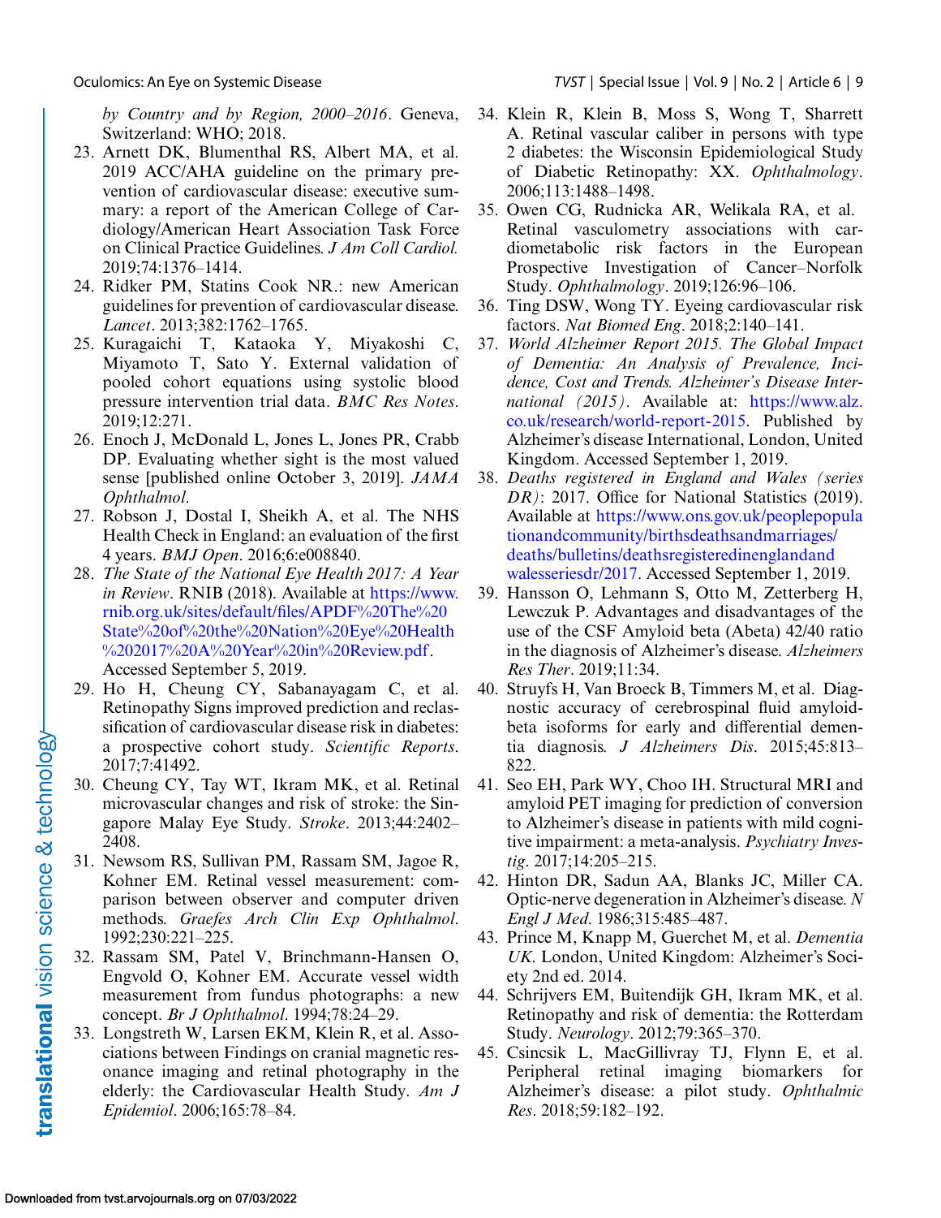*by Country and by Region, 2000–2016*. Geneva, Switzerland: WHO; 2018.

23. Arnett DK, Blumenthal RS, Albert MA, et al. 2019 ACC/AHA guideline on the primary prevention of cardiovascular disease: executive summary: a report of the American College of Cardiology/American Heart Association Task Force on Clinical Practice Guidelines. *J Am Coll Cardiol.* 2019;74:1376–1414.
24. Ridker PM, Statins Cook NR.: new American guidelines for prevention of cardiovascular disease. *Lancet*. 2013;382:1762–1765.
25. Kuragaichi T, Kataoka Y, Miyakoshi C, Miyamoto T, Sato Y. External validation of pooled cohort equations using systolic blood pressure intervention trial data. *BMC Res Notes*. 2019;12:271.
26. Enoch J, McDonald L, Jones L, Jones PR, Crabb DP. Evaluating whether sight is the most valued sense [published online October 3, 2019]. *JAMA Ophthalmol*.
27. Robson J, Dostal I, Sheikh A, et al. The NHS Health Check in England: an evaluation of the first 4 years. *BMJ Open*. 2016;6:e008840.
28. *The State of the National Eye Health 2017: A Year in Review*. RNIB (2018). Available at https://www.rnib.org.uk/sites/default/files/APDF%20The%20State%20of%20the%20Nation%20Eye%20Health%202017%20A%20Year%20in%20Review.pdf. Accessed September 5, 2019.
29. Ho H, Cheung CY, Sabanayagam C, et al. Retinopathy Signs improved prediction and reclassification of cardiovascular disease risk in diabetes: a prospective cohort study. *Scientific Reports*. 2017;7:41492.
30. Cheung CY, Tay WT, Ikram MK, et al. Retinal microvascular changes and risk of stroke: the Singapore Malay Eye Study. *Stroke*. 2013;44:2402–2408.
31. Newsom RS, Sullivan PM, Rassam SM, Jagoe R, Kohner EM. Retinal vessel measurement: comparison between observer and computer driven methods. *Graefes Arch Clin Exp Ophthalmol*. 1992;230:221–225.
32. Rassam SM, Patel V, Brinchmann-Hansen O, Engvold O, Kohner EM. Accurate vessel width measurement from fundus photographs: a new concept. *Br J Ophthalmol*. 1994;78:24–29.
33. Longstreth W, Larsen EKM, Klein R, et al. Associations between Findings on cranial magnetic resonance imaging and retinal photography in the elderly: the Cardiovascular Health Study. *Am J Epidemiol*. 2006;165:78–84.
34. Klein R, Klein B, Moss S, Wong T, Sharrett A. Retinal vascular caliber in persons with type 2 diabetes: the Wisconsin Epidemiological Study of Diabetic Retinopathy: XX. *Ophthalmology*. 2006;113:1488–1498.
35. Owen CG, Rudnicka AR, Welikala RA, et al. Retinal vasculometry associations with cardiometabolic risk factors in the European Prospective Investigation of Cancer–Norfolk Study. *Ophthalmology*. 2019;126:96–106.
36. Ting DSW, Wong TY. Eyeing cardiovascular risk factors. *Nat Biomed Eng*. 2018;2:140–141.
37. *World Alzheimer Report 2015. The Global Impact of Dementia: An Analysis of Prevalence, Incidence, Cost and Trends. Alzheimer's Disease International (2015)*. Available at: https://www.alz.co.uk/research/world-report-2015. Published by Alzheimer's disease International, London, United Kingdom. Accessed September 1, 2019.
38. *Deaths registered in England and Wales (series DR)*: 2017. Office for National Statistics (2019). Available at https://www.ons.gov.uk/peoplepopulationandcommunity/birthsdeathsandmarriages/deaths/bulletins/deathsregisteredinenglandandwalesseriesdr/2017. Accessed September 1, 2019.
39. Hansson O, Lehmann S, Otto M, Zetterberg H, Lewczuk P. Advantages and disadvantages of the use of the CSF Amyloid beta (Abeta) 42/40 ratio in the diagnosis of Alzheimer's disease. *Alzheimers Res Ther*. 2019;11:34.
40. Struyfs H, Van Broeck B, Timmers M, et al. Diagnostic accuracy of cerebrospinal fluid amyloid-beta isoforms for early and differential dementia diagnosis. *J Alzheimers Dis*. 2015;45:813–822.
41. Seo EH, Park WY, Choo IH. Structural MRI and amyloid PET imaging for prediction of conversion to Alzheimer's disease in patients with mild cognitive impairment: a meta-analysis. *Psychiatry Investig*. 2017;14:205–215.
42. Hinton DR, Sadun AA, Blanks JC, Miller CA. Optic-nerve degeneration in Alzheimer's disease. *N Engl J Med*. 1986;315:485–487.
43. Prince M, Knapp M, Guerchet M, et al. *Dementia UK*. London, United Kingdom: Alzheimer's Society 2nd ed. 2014.
44. Schrijvers EM, Buitendijk GH, Ikram MK, et al. Retinopathy and risk of dementia: the Rotterdam Study. *Neurology*. 2012;79:365–370.
45. Csincsik L, MacGillivray TJ, Flynn E, et al. Peripheral retinal imaging biomarkers for Alzheimer's disease: a pilot study. *Ophthalmic Res*. 2018;59:182–192.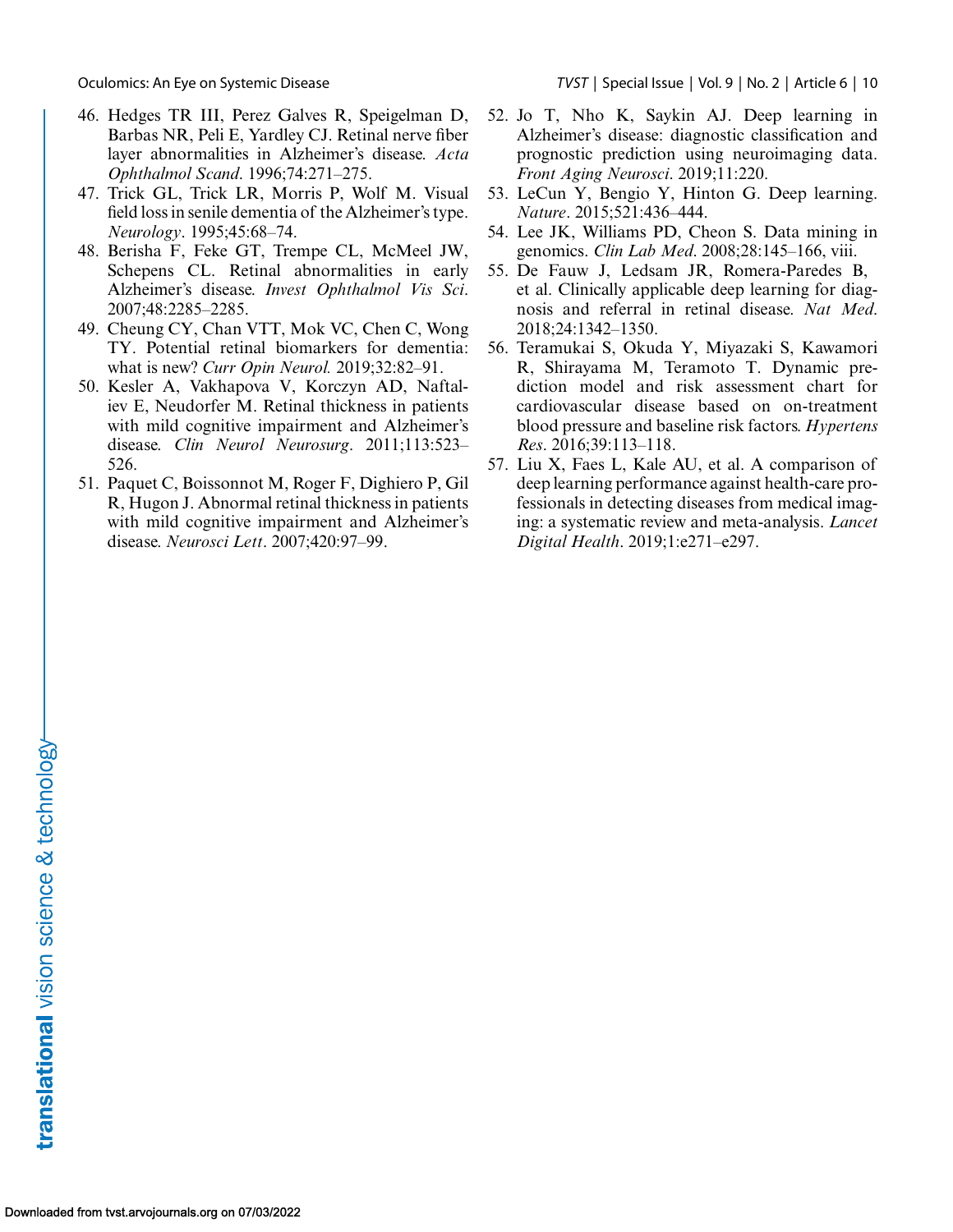46. Hedges TR III, Perez Galves R, Speigelman D, Barbas NR, Peli E, Yardley CJ. Retinal nerve fiber layer abnormalities in Alzheimer's disease. *Acta Ophthalmol Scand*. 1996;74:271–275.
47. Trick GL, Trick LR, Morris P, Wolf M. Visual field loss in senile dementia of the Alzheimer's type. *Neurology*. 1995;45:68–74.
48. Berisha F, Feke GT, Trempe CL, McMeel JW, Schepens CL. Retinal abnormalities in early Alzheimer's disease. *Invest Ophthalmol Vis Sci*. 2007;48:2285–2285.
49. Cheung CY, Chan VTT, Mok VC, Chen C, Wong TY. Potential retinal biomarkers for dementia: what is new? *Curr Opin Neurol.* 2019;32:82–91.
50. Kesler A, Vakhapova V, Korczyn AD, Naftaliev E, Neudorfer M. Retinal thickness in patients with mild cognitive impairment and Alzheimer's disease. *Clin Neurol Neurosurg*. 2011;113:523–526.
51. Paquet C, Boissonnot M, Roger F, Dighiero P, Gil R, Hugon J. Abnormal retinal thickness in patients with mild cognitive impairment and Alzheimer's disease. *Neurosci Lett*. 2007;420:97–99.
52. Jo T, Nho K, Saykin AJ. Deep learning in Alzheimer's disease: diagnostic classification and prognostic prediction using neuroimaging data. *Front Aging Neurosci*. 2019;11:220.
53. LeCun Y, Bengio Y, Hinton G. Deep learning. *Nature*. 2015;521:436–444.
54. Lee JK, Williams PD, Cheon S. Data mining in genomics. *Clin Lab Med*. 2008;28:145–166, viii.
55. De Fauw J, Ledsam JR, Romera-Paredes B, et al. Clinically applicable deep learning for diagnosis and referral in retinal disease. *Nat Med*. 2018;24:1342–1350.
56. Teramukai S, Okuda Y, Miyazaki S, Kawamori R, Shirayama M, Teramoto T. Dynamic prediction model and risk assessment chart for cardiovascular disease based on on-treatment blood pressure and baseline risk factors. *Hypertens Res*. 2016;39:113–118.
57. Liu X, Faes L, Kale AU, et al. A comparison of deep learning performance against health-care professionals in detecting diseases from medical imaging: a systematic review and meta-analysis. *Lancet Digital Health*. 2019;1:e271–e297.